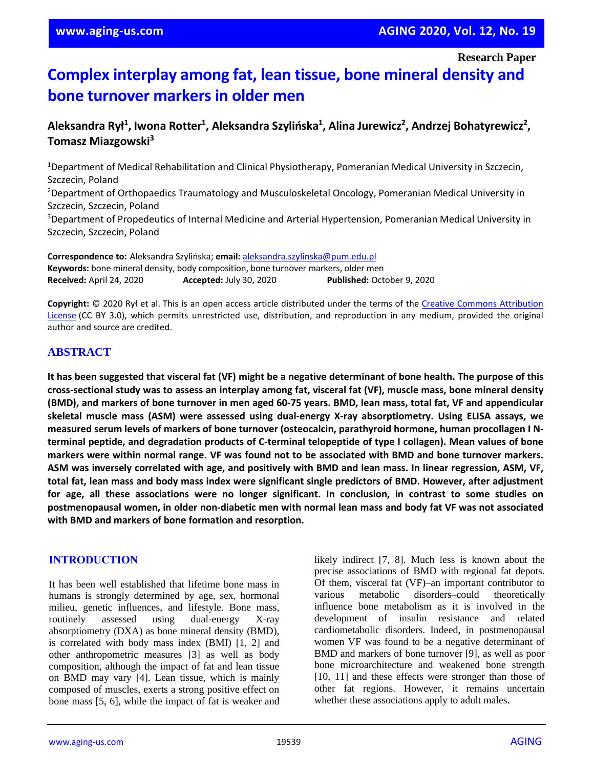Research Paper

# Complex interplay among fat, lean tissue, bone mineral density and bone turnover markers in older men

**Aleksandra Rył[1], Iwona Rotter[1], Aleksandra Szylińska[1], Alina Jurewicz[2], Andrzej Bohatyrewicz[2], Tomasz Miazgowski[3]**

[1]Department of Medical Rehabilitation and Clinical Physiotherapy, Pomeranian Medical University in Szczecin, Szczecin, Poland
[2]Department of Orthopaedics Traumatology and Musculoskeletal Oncology, Pomeranian Medical University in Szczecin, Szczecin, Poland
[3]Department of Propedeutics of Internal Medicine and Arterial Hypertension, Pomeranian Medical University in Szczecin, Szczecin, Poland

**Correspondence to:** Aleksandra Szylińska; **email:** aleksandra.szylinska@pum.edu.pl
**Keywords:** bone mineral density, body composition, bone turnover markers, older men
**Received:** April 24, 2020 **Accepted:** July 30, 2020 **Published:** October 9, 2020

**Copyright:** © 2020 Rył et al. This is an open access article distributed under the terms of the Creative Commons Attribution License (CC BY 3.0), which permits unrestricted use, distribution, and reproduction in any medium, provided the original author and source are credited.

## ABSTRACT

**It has been suggested that visceral fat (VF) might be a negative determinant of bone health. The purpose of this cross-sectional study was to assess an interplay among fat, visceral fat (VF), muscle mass, bone mineral density (BMD), and markers of bone turnover in men aged 60-75 years. BMD, lean mass, total fat, VF and appendicular skeletal muscle mass (ASM) were assessed using dual-energy X-ray absorptiometry. Using ELISA assays, we measured serum levels of markers of bone turnover (osteocalcin, parathyroid hormone, human procollagen I N-terminal peptide, and degradation products of C-terminal telopeptide of type I collagen). Mean values of bone markers were within normal range. VF was found not to be associated with BMD and bone turnover markers. ASM was inversely correlated with age, and positively with BMD and lean mass. In linear regression, ASM, VF, total fat, lean mass and body mass index were significant single predictors of BMD. However, after adjustment for age, all these associations were no longer significant. In conclusion, in contrast to some studies on postmenopausal women, in older non-diabetic men with normal lean mass and body fat VF was not associated with BMD and markers of bone formation and resorption.**

## INTRODUCTION

It has been well established that lifetime bone mass in humans is strongly determined by age, sex, hormonal milieu, genetic influences, and lifestyle. Bone mass, routinely assessed using dual-energy X-ray absorptiometry (DXA) as bone mineral density (BMD), is correlated with body mass index (BMI) [1, 2] and other anthropometric measures [3] as well as body composition, although the impact of fat and lean tissue on BMD may vary [4]. Lean tissue, which is mainly composed of muscles, exerts a strong positive effect on bone mass [5, 6], while the impact of fat is weaker and likely indirect [7, 8]. Much less is known about the precise associations of BMD with regional fat depots. Of them, visceral fat (VF)–an important contributor to various metabolic disorders–could theoretically influence bone metabolism as it is involved in the development of insulin resistance and related cardiometabolic disorders. Indeed, in postmenopausal women VF was found to be a negative determinant of BMD and markers of bone turnover [9], as well as poor bone microarchitecture and weakened bone strength [10, 11] and these effects were stronger than those of other fat regions. However, it remains uncertain whether these associations apply to adult males.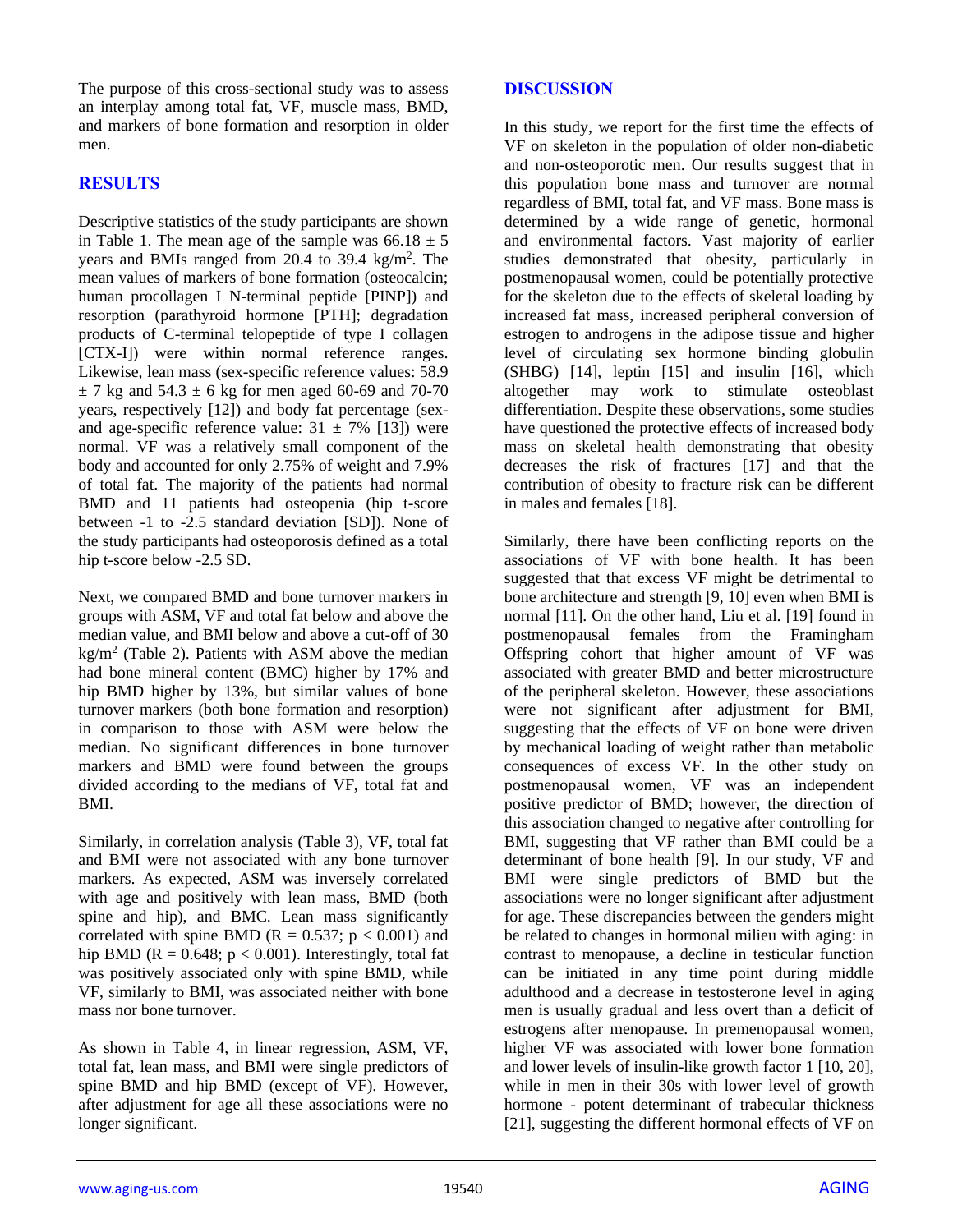The purpose of this cross-sectional study was to assess an interplay among total fat, VF, muscle mass, BMD, and markers of bone formation and resorption in older men.

## RESULTS

Descriptive statistics of the study participants are shown in Table 1. The mean age of the sample was 66.18 ± 5 years and BMIs ranged from 20.4 to 39.4 kg/m$^2$. The mean values of markers of bone formation (osteocalcin; human procollagen I N-terminal peptide [PINP]) and resorption (parathyroid hormone [PTH]; degradation products of C-terminal telopeptide of type I collagen [CTX-I]) were within normal reference ranges. Likewise, lean mass (sex-specific reference values: 58.9 ± 7 kg and 54.3 ± 6 kg for men aged 60-69 and 70-70 years, respectively [12]) and body fat percentage (sex- and age-specific reference value: 31 ± 7% [13]) were normal. VF was a relatively small component of the body and accounted for only 2.75% of weight and 7.9% of total fat. The majority of the patients had normal BMD and 11 patients had osteopenia (hip t-score between -1 to -2.5 standard deviation [SD]). None of the study participants had osteoporosis defined as a total hip t-score below -2.5 SD.

Next, we compared BMD and bone turnover markers in groups with ASM, VF and total fat below and above the median value, and BMI below and above a cut-off of 30 kg/m$^2$ (Table 2). Patients with ASM above the median had bone mineral content (BMC) higher by 17% and hip BMD higher by 13%, but similar values of bone turnover markers (both bone formation and resorption) in comparison to those with ASM were below the median. No significant differences in bone turnover markers and BMD were found between the groups divided according to the medians of VF, total fat and BMI.

Similarly, in correlation analysis (Table 3), VF, total fat and BMI were not associated with any bone turnover markers. As expected, ASM was inversely correlated with age and positively with lean mass, BMD (both spine and hip), and BMC. Lean mass significantly correlated with spine BMD ($R = 0.537$; $p < 0.001$) and hip BMD ($R = 0.648$; $p < 0.001$). Interestingly, total fat was positively associated only with spine BMD, while VF, similarly to BMI, was associated neither with bone mass nor bone turnover.

As shown in Table 4, in linear regression, ASM, VF, total fat, lean mass, and BMI were single predictors of spine BMD and hip BMD (except of VF). However, after adjustment for age all these associations were no longer significant.

## DISCUSSION

In this study, we report for the first time the effects of VF on skeleton in the population of older non-diabetic and non-osteoporotic men. Our results suggest that in this population bone mass and turnover are normal regardless of BMI, total fat, and VF mass. Bone mass is determined by a wide range of genetic, hormonal and environmental factors. Vast majority of earlier studies demonstrated that obesity, particularly in postmenopausal women, could be potentially protective for the skeleton due to the effects of skeletal loading by increased fat mass, increased peripheral conversion of estrogen to androgens in the adipose tissue and higher level of circulating sex hormone binding globulin (SHBG) [14], leptin [15] and insulin [16], which altogether may work to stimulate osteoblast differentiation. Despite these observations, some studies have questioned the protective effects of increased body mass on skeletal health demonstrating that obesity decreases the risk of fractures [17] and that the contribution of obesity to fracture risk can be different in males and females [18].

Similarly, there have been conflicting reports on the associations of VF with bone health. It has been suggested that that excess VF might be detrimental to bone architecture and strength [9, 10] even when BMI is normal [11]. On the other hand, Liu et al. [19] found in postmenopausal females from the Framingham Offspring cohort that higher amount of VF was associated with greater BMD and better microstructure of the peripheral skeleton. However, these associations were not significant after adjustment for BMI, suggesting that the effects of VF on bone were driven by mechanical loading of weight rather than metabolic consequences of excess VF. In the other study on postmenopausal women, VF was an independent positive predictor of BMD; however, the direction of this association changed to negative after controlling for BMI, suggesting that VF rather than BMI could be a determinant of bone health [9]. In our study, VF and BMI were single predictors of BMD but the associations were no longer significant after adjustment for age. These discrepancies between the genders might be related to changes in hormonal milieu with aging: in contrast to menopause, a decline in testicular function can be initiated in any time point during middle adulthood and a decrease in testosterone level in aging men is usually gradual and less overt than a deficit of estrogens after menopause. In premenopausal women, higher VF was associated with lower bone formation and lower levels of insulin-like growth factor 1 [10, 20], while in men in their 30s with lower level of growth hormone - potent determinant of trabecular thickness [21], suggesting the different hormonal effects of VF on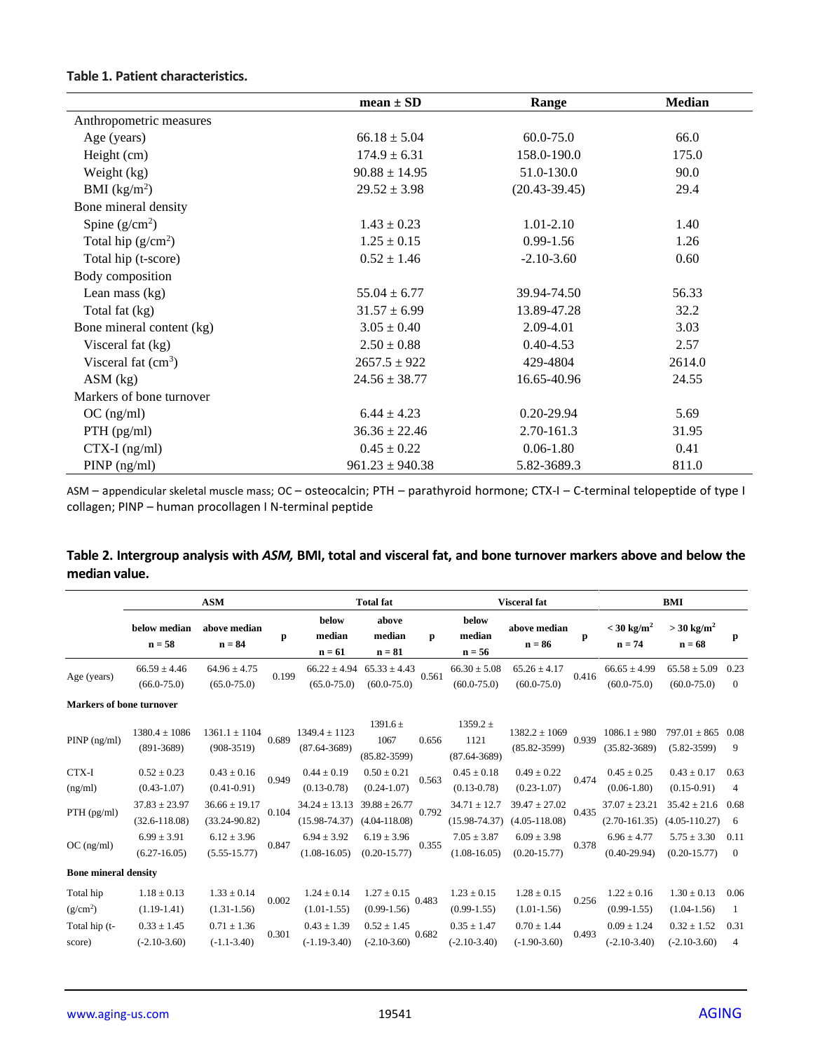**Table 1. Patient characteristics.**

| | mean ± SD | Range | Median |
|---|---|---|---|
| Anthropometric measures | | | |
| Age (years) | 66.18 ± 5.04 | 60.0-75.0 | 66.0 |
| Height (cm) | 174.9 ± 6.31 | 158.0-190.0 | 175.0 |
| Weight (kg) | 90.88 ± 14.95 | 51.0-130.0 | 90.0 |
| BMI (kg/m$^2$) | 29.52 ± 3.98 | (20.43-39.45) | 29.4 |
| Bone mineral density | | | |
| Spine (g/cm$^2$) | 1.43 ± 0.23 | 1.01-2.10 | 1.40 |
| Total hip (g/cm$^2$) | 1.25 ± 0.15 | 0.99-1.56 | 1.26 |
| Total hip (t-score) | 0.52 ± 1.46 | -2.10-3.60 | 0.60 |
| Body composition | | | |
| Lean mass (kg) | 55.04 ± 6.77 | 39.94-74.50 | 56.33 |
| Total fat (kg) | 31.57 ± 6.99 | 13.89-47.28 | 32.2 |
| Bone mineral content (kg) | 3.05 ± 0.40 | 2.09-4.01 | 3.03 |
| Visceral fat (kg) | 2.50 ± 0.88 | 0.40-4.53 | 2.57 |
| Visceral fat (cm$^3$) | 2657.5 ± 922 | 429-4804 | 2614.0 |
| ASM (kg) | 24.56 ± 38.77 | 16.65-40.96 | 24.55 |
| Markers of bone turnover | | | |
| OC (ng/ml) | 6.44 ± 4.23 | 0.20-29.94 | 5.69 |
| PTH (pg/ml) | 36.36 ± 22.46 | 2.70-161.3 | 31.95 |
| CTX-I (ng/ml) | 0.45 ± 0.22 | 0.06-1.80 | 0.41 |
| PINP (ng/ml) | 961.23 ± 940.38 | 5.82-3689.3 | 811.0 |

ASM – appendicular skeletal muscle mass; OC – osteocalcin; PTH – parathyroid hormone; CTX-I – C-terminal telopeptide of type I collagen; PINP – human procollagen I N-terminal peptide

**Table 2. Intergroup analysis with *ASM,* BMI, total and visceral fat, and bone turnover markers above and below the median value.**

| | ASM | | | Total fat | | | Visceral fat | | | BMI | | |
|---|---|---|---|---|---|---|---|---|---|---|---|---|
| | below median n = 58 | above median n = 84 | p | below median n = 61 | above median n = 81 | p | below median n = 56 | above median n = 86 | p | < 30 kg/m$^2$ n = 74 | > 30 kg/m$^2$ n = 68 | p |
| Age (years) | 66.59 ± 4.46 (66.0-75.0) | 64.96 ± 4.75 (65.0-75.0) | 0.199 | 66.22 ± 4.94 (65.0-75.0) | 65.33 ± 4.43 (60.0-75.0) | 0.561 | 66.30 ± 5.08 (60.0-75.0) | 65.26 ± 4.17 (60.0-75.0) | 0.416 | 66.65 ± 4.99 (60.0-75.0) | 65.58 ± 5.09 (60.0-75.0) | 0.230 |
| **Markers of bone turnover** | | | | | | | | | | | | |
| PINP (ng/ml) | 1380.4 ± 1086 (891-3689) | 1361.1 ± 1104 (908-3519) | 0.689 | 1349.4 ± 1123 (87.64-3689) | 1391.6 ± 1067 (85.82-3599) | 0.656 | 1359.2 ± 1121 (87.64-3689) | 1382.2 ± 1069 (85.82-3599) | 0.939 | 1086.1 ± 980 (35.82-3689) | 797.01 ± 865 (5.82-3599) | 0.089 |
| CTX-I (ng/ml) | 0.52 ± 0.23 (0.43-1.07) | 0.43 ± 0.16 (0.41-0.91) | 0.949 | 0.44 ± 0.19 (0.13-0.78) | 0.50 ± 0.21 (0.24-1.07) | 0.563 | 0.45 ± 0.18 (0.13-0.78) | 0.49 ± 0.22 (0.23-1.07) | 0.474 | 0.45 ± 0.25 (0.06-1.80) | 0.43 ± 0.17 (0.15-0.91) | 0.634 |
| PTH (pg/ml) | 37.83 ± 23.97 (32.6-118.08) | 36.66 ± 19.17 (33.24-90.82) | 0.104 | 34.24 ± 13.13 (15.98-74.37) | 39.88 ± 26.77 (4.04-118.08) | 0.792 | 34.71 ± 12.7 (15.98-74.37) | 39.47 ± 27.02 (4.05-118.08) | 0.435 | 37.07 ± 23.21 (2.70-161.35) | 35.42 ± 21.6 (4.05-110.27) | 0.686 |
| OC (ng/ml) | 6.99 ± 3.91 (6.27-16.05) | 6.12 ± 3.96 (5.55-15.77) | 0.847 | 6.94 ± 3.92 (1.08-16.05) | 6.19 ± 3.96 (0.20-15.77) | 0.355 | 7.05 ± 3.87 (1.08-16.05) | 6.09 ± 3.98 (0.20-15.77) | 0.378 | 6.96 ± 4.77 (0.40-29.94) | 5.75 ± 3.30 (0.20-15.77) | 0.110 |
| **Bone mineral density** | | | | | | | | | | | | |
| Total hip (g/cm$^2$) | 1.18 ± 0.13 (1.19-1.41) | 1.33 ± 0.14 (1.31-1.56) | 0.002 | 1.24 ± 0.14 (1.01-1.55) | 1.27 ± 0.15 (0.99-1.56) | 0.483 | 1.23 ± 0.15 (0.99-1.55) | 1.28 ± 0.15 (1.01-1.56) | 0.256 | 1.22 ± 0.16 (0.99-1.55) | 1.30 ± 0.13 (1.04-1.56) | 0.061 |
| Total hip (t-score) | 0.33 ± 1.45 (-2.10-3.60) | 0.71 ± 1.36 (-1.1-3.40) | 0.301 | 0.43 ± 1.39 (-1.19-3.40) | 0.52 ± 1.45 (-2.10-3.60) | 0.682 | 0.35 ± 1.47 (-2.10-3.40) | 0.70 ± 1.44 (-1.90-3.60) | 0.493 | 0.09 ± 1.24 (-2.10-3.40) | 0.32 ± 1.52 (-2.10-3.60) | 0.314 |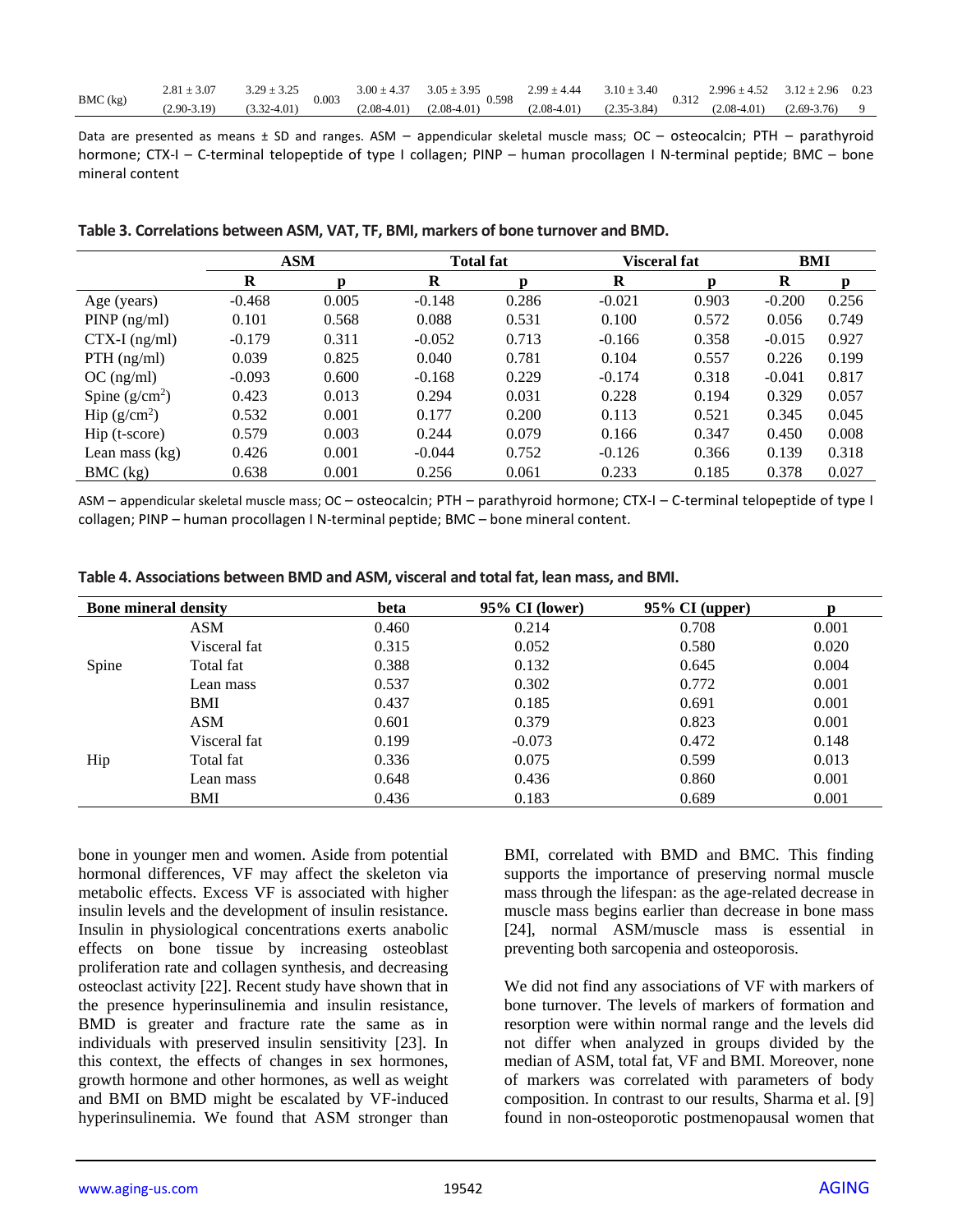| BMC (kg) | 2.81 ± 3.07 (2.90-3.19) | 3.29 ± 3.25 (3.32-4.01) | 0.003 | 3.00 ± 4.37 (2.08-4.01) | 3.05 ± 3.95 (2.08-4.01) | 0.598 | 2.99 ± 4.44 (2.08-4.01) | 3.10 ± 3.40 (2.35-3.84) | 0.312 | 2.996 ± 4.52 (2.08-4.01) | 3.12 ± 2.96 (2.69-3.76) | 0.239 |
|---|---|---|---|---|---|---|---|---|---|---|---|---|

Data are presented as means ± SD and ranges. ASM – appendicular skeletal muscle mass; OC – osteocalcin; PTH – parathyroid hormone; CTX-I – C-terminal telopeptide of type I collagen; PINP – human procollagen I N-terminal peptide; BMC – bone mineral content

**Table 3. Correlations between ASM, VAT, TF, BMI, markers of bone turnover and BMD.**

| | ASM | | Total fat | | Visceral fat | | BMI | |
|---|---|---|---|---|---|---|---|---|
| | R | p | R | p | R | p | R | p |
| Age (years) | -0.468 | 0.005 | -0.148 | 0.286 | -0.021 | 0.903 | -0.200 | 0.256 |
| PINP (ng/ml) | 0.101 | 0.568 | 0.088 | 0.531 | 0.100 | 0.572 | 0.056 | 0.749 |
| CTX-I (ng/ml) | -0.179 | 0.311 | -0.052 | 0.713 | -0.166 | 0.358 | -0.015 | 0.927 |
| PTH (ng/ml) | 0.039 | 0.825 | 0.040 | 0.781 | 0.104 | 0.557 | 0.226 | 0.199 |
| OC (ng/ml) | -0.093 | 0.600 | -0.168 | 0.229 | -0.174 | 0.318 | -0.041 | 0.817 |
| Spine (g/cm$^2$) | 0.423 | 0.013 | 0.294 | 0.031 | 0.228 | 0.194 | 0.329 | 0.057 |
| Hip (g/cm$^2$) | 0.532 | 0.001 | 0.177 | 0.200 | 0.113 | 0.521 | 0.345 | 0.045 |
| Hip (t-score) | 0.579 | 0.003 | 0.244 | 0.079 | 0.166 | 0.347 | 0.450 | 0.008 |
| Lean mass (kg) | 0.426 | 0.001 | -0.044 | 0.752 | -0.126 | 0.366 | 0.139 | 0.318 |
| BMC (kg) | 0.638 | 0.001 | 0.256 | 0.061 | 0.233 | 0.185 | 0.378 | 0.027 |

ASM – appendicular skeletal muscle mass; OC – osteocalcin; PTH – parathyroid hormone; CTX-I – C-terminal telopeptide of type I collagen; PINP – human procollagen I N-terminal peptide; BMC – bone mineral content.

**Table 4. Associations between BMD and ASM, visceral and total fat, lean mass, and BMI.**

| Bone mineral density | | beta | 95% CI (lower) | 95% CI (upper) | p |
|---|---|---|---|---|---|
| Spine | ASM | 0.460 | 0.214 | 0.708 | 0.001 |
| | Visceral fat | 0.315 | 0.052 | 0.580 | 0.020 |
| | Total fat | 0.388 | 0.132 | 0.645 | 0.004 |
| | Lean mass | 0.537 | 0.302 | 0.772 | 0.001 |
| | BMI | 0.437 | 0.185 | 0.691 | 0.001 |
| Hip | ASM | 0.601 | 0.379 | 0.823 | 0.001 |
| | Visceral fat | 0.199 | -0.073 | 0.472 | 0.148 |
| | Total fat | 0.336 | 0.075 | 0.599 | 0.013 |
| | Lean mass | 0.648 | 0.436 | 0.860 | 0.001 |
| | BMI | 0.436 | 0.183 | 0.689 | 0.001 |

bone in younger men and women. Aside from potential hormonal differences, VF may affect the skeleton via metabolic effects. Excess VF is associated with higher insulin levels and the development of insulin resistance. Insulin in physiological concentrations exerts anabolic effects on bone tissue by increasing osteoblast proliferation rate and collagen synthesis, and decreasing osteoclast activity [22]. Recent study have shown that in the presence hyperinsulinemia and insulin resistance, BMD is greater and fracture rate the same as in individuals with preserved insulin sensitivity [23]. In this context, the effects of changes in sex hormones, growth hormone and other hormones, as well as weight and BMI on BMD might be escalated by VF-induced hyperinsulinemia. We found that ASM stronger than BMI, correlated with BMD and BMC. This finding supports the importance of preserving normal muscle mass through the lifespan: as the age-related decrease in muscle mass begins earlier than decrease in bone mass [24], normal ASM/muscle mass is essential in preventing both sarcopenia and osteoporosis.

We did not find any associations of VF with markers of bone turnover. The levels of markers of formation and resorption were within normal range and the levels did not differ when analyzed in groups divided by the median of ASM, total fat, VF and BMI. Moreover, none of markers was correlated with parameters of body composition. In contrast to our results, Sharma et al. [9] found in non-osteoporotic postmenopausal women that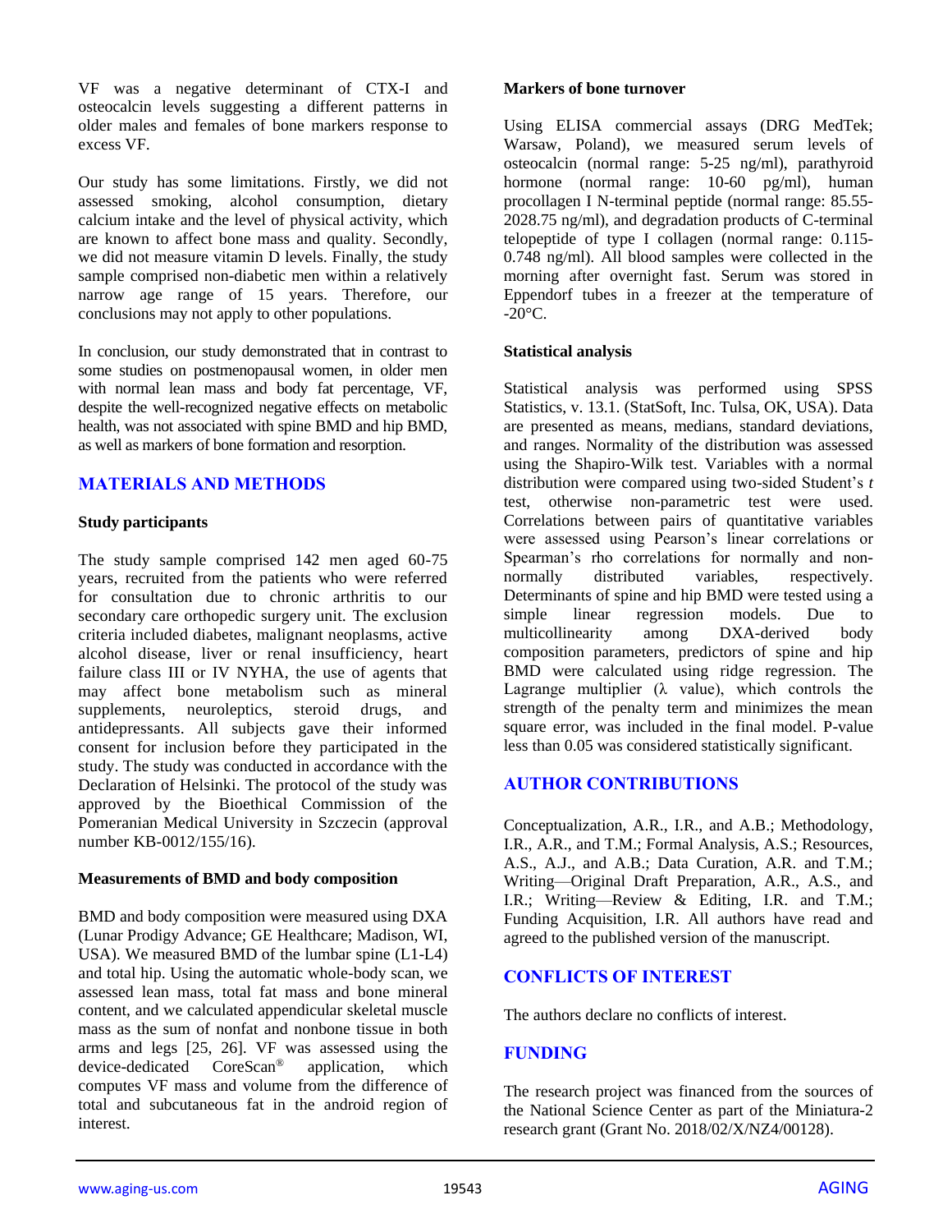VF was a negative determinant of CTX-I and osteocalcin levels suggesting a different patterns in older males and females of bone markers response to excess VF.

Our study has some limitations. Firstly, we did not assessed smoking, alcohol consumption, dietary calcium intake and the level of physical activity, which are known to affect bone mass and quality. Secondly, we did not measure vitamin D levels. Finally, the study sample comprised non-diabetic men within a relatively narrow age range of 15 years. Therefore, our conclusions may not apply to other populations.

In conclusion, our study demonstrated that in contrast to some studies on postmenopausal women, in older men with normal lean mass and body fat percentage, VF, despite the well-recognized negative effects on metabolic health, was not associated with spine BMD and hip BMD, as well as markers of bone formation and resorption.

## MATERIALS AND METHODS

### Study participants

The study sample comprised 142 men aged 60-75 years, recruited from the patients who were referred for consultation due to chronic arthritis to our secondary care orthopedic surgery unit. The exclusion criteria included diabetes, malignant neoplasms, active alcohol disease, liver or renal insufficiency, heart failure class III or IV NYHA, the use of agents that may affect bone metabolism such as mineral supplements, neuroleptics, steroid drugs, and antidepressants. All subjects gave their informed consent for inclusion before they participated in the study. The study was conducted in accordance with the Declaration of Helsinki. The protocol of the study was approved by the Bioethical Commission of the Pomeranian Medical University in Szczecin (approval number KB-0012/155/16).

### Measurements of BMD and body composition

BMD and body composition were measured using DXA (Lunar Prodigy Advance; GE Healthcare; Madison, WI, USA). We measured BMD of the lumbar spine (L1-L4) and total hip. Using the automatic whole-body scan, we assessed lean mass, total fat mass and bone mineral content, and we calculated appendicular skeletal muscle mass as the sum of nonfat and nonbone tissue in both arms and legs [25, 26]. VF was assessed using the device-dedicated CoreScan® application, which computes VF mass and volume from the difference of total and subcutaneous fat in the android region of interest.

### Markers of bone turnover

Using ELISA commercial assays (DRG MedTek; Warsaw, Poland), we measured serum levels of osteocalcin (normal range: 5-25 ng/ml), parathyroid hormone (normal range: 10-60 pg/ml), human procollagen I N-terminal peptide (normal range: 85.55-2028.75 ng/ml), and degradation products of C-terminal telopeptide of type I collagen (normal range: 0.115-0.748 ng/ml). All blood samples were collected in the morning after overnight fast. Serum was stored in Eppendorf tubes in a freezer at the temperature of -20°C.

### Statistical analysis

Statistical analysis was performed using SPSS Statistics, v. 13.1. (StatSoft, Inc. Tulsa, OK, USA). Data are presented as means, medians, standard deviations, and ranges. Normality of the distribution was assessed using the Shapiro-Wilk test. Variables with a normal distribution were compared using two-sided Student's *t* test, otherwise non-parametric test were used. Correlations between pairs of quantitative variables were assessed using Pearson's linear correlations or Spearman's rho correlations for normally and non-normally distributed variables, respectively. Determinants of spine and hip BMD were tested using a simple linear regression models. Due to multicollinearity among DXA-derived body composition parameters, predictors of spine and hip BMD were calculated using ridge regression. The Lagrange multiplier ($\lambda$ value), which controls the strength of the penalty term and minimizes the mean square error, was included in the final model. P-value less than 0.05 was considered statistically significant.

## AUTHOR CONTRIBUTIONS

Conceptualization, A.R., I.R., and A.B.; Methodology, I.R., A.R., and T.M.; Formal Analysis, A.S.; Resources, A.S., A.J., and A.B.; Data Curation, A.R. and T.M.; Writing—Original Draft Preparation, A.R., A.S., and I.R.; Writing—Review & Editing, I.R. and T.M.; Funding Acquisition, I.R. All authors have read and agreed to the published version of the manuscript.

## CONFLICTS OF INTEREST

The authors declare no conflicts of interest.

## FUNDING

The research project was financed from the sources of the National Science Center as part of the Miniatura-2 research grant (Grant No. 2018/02/X/NZ4/00128).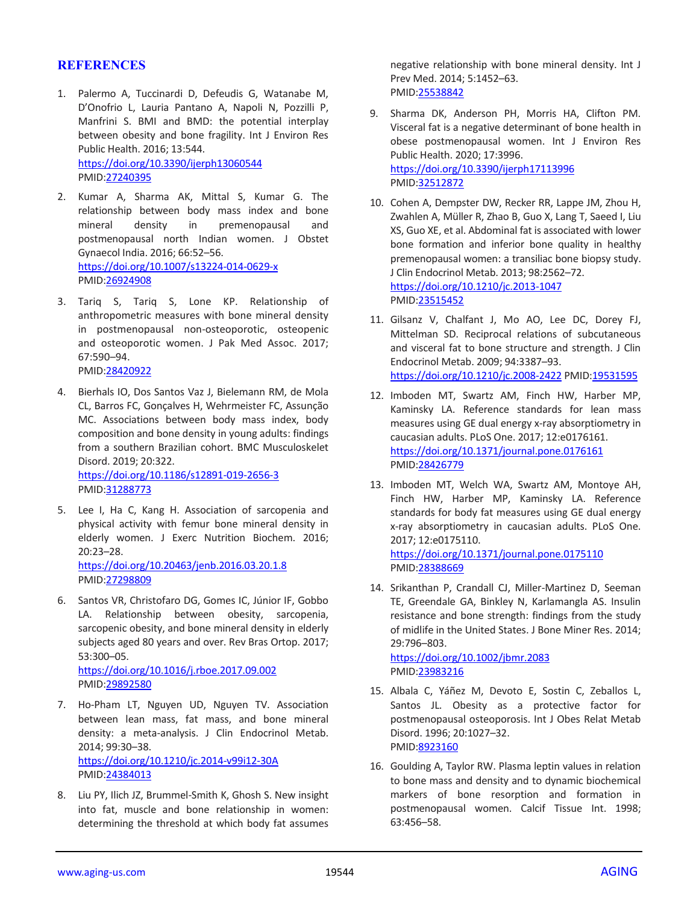## REFERENCES

1. Palermo A, Tuccinardi D, Defeudis G, Watanabe M, D'Onofrio L, Lauria Pantano A, Napoli N, Pozzilli P, Manfrini S. BMI and BMD: the potential interplay between obesity and bone fragility. Int J Environ Res Public Health. 2016; 13:544.
https://doi.org/10.3390/ijerph13060544
PMID:27240395

2. Kumar A, Sharma AK, Mittal S, Kumar G. The relationship between body mass index and bone mineral density in premenopausal and postmenopausal north Indian women. J Obstet Gynaecol India. 2016; 66:52–56.
https://doi.org/10.1007/s13224-014-0629-x
PMID:26924908

3. Tariq S, Tariq S, Lone KP. Relationship of anthropometric measures with bone mineral density in postmenopausal non-osteoporotic, osteopenic and osteoporotic women. J Pak Med Assoc. 2017; 67:590–94.
PMID:28420922

4. Bierhals IO, Dos Santos Vaz J, Bielemann RM, de Mola CL, Barros FC, Gonçalves H, Wehrmeister FC, Assunção MC. Associations between body mass index, body composition and bone density in young adults: findings from a southern Brazilian cohort. BMC Musculoskelet Disord. 2019; 20:322.
https://doi.org/10.1186/s12891-019-2656-3
PMID:31288773

5. Lee I, Ha C, Kang H. Association of sarcopenia and physical activity with femur bone mineral density in elderly women. J Exerc Nutrition Biochem. 2016; 20:23–28.
https://doi.org/10.20463/jenb.2016.03.20.1.8
PMID:27298809

6. Santos VR, Christofaro DG, Gomes IC, Júnior IF, Gobbo LA. Relationship between obesity, sarcopenia, sarcopenic obesity, and bone mineral density in elderly subjects aged 80 years and over. Rev Bras Ortop. 2017; 53:300–05.
https://doi.org/10.1016/j.rboe.2017.09.002
PMID:29892580

7. Ho-Pham LT, Nguyen UD, Nguyen TV. Association between lean mass, fat mass, and bone mineral density: a meta-analysis. J Clin Endocrinol Metab. 2014; 99:30–38.
https://doi.org/10.1210/jc.2014-v99i12-30A
PMID:24384013

8. Liu PY, Ilich JZ, Brummel-Smith K, Ghosh S. New insight into fat, muscle and bone relationship in women: determining the threshold at which body fat assumes negative relationship with bone mineral density. Int J Prev Med. 2014; 5:1452–63.
PMID:25538842

9. Sharma DK, Anderson PH, Morris HA, Clifton PM. Visceral fat is a negative determinant of bone health in obese postmenopausal women. Int J Environ Res Public Health. 2020; 17:3996.
https://doi.org/10.3390/ijerph17113996
PMID:32512872

10. Cohen A, Dempster DW, Recker RR, Lappe JM, Zhou H, Zwahlen A, Müller R, Zhao B, Guo X, Lang T, Saeed I, Liu XS, Guo XE, et al. Abdominal fat is associated with lower bone formation and inferior bone quality in healthy premenopausal women: a transiliac bone biopsy study. J Clin Endocrinol Metab. 2013; 98:2562–72.
https://doi.org/10.1210/jc.2013-1047
PMID:23515452

11. Gilsanz V, Chalfant J, Mo AO, Lee DC, Dorey FJ, Mittelman SD. Reciprocal relations of subcutaneous and visceral fat to bone structure and strength. J Clin Endocrinol Metab. 2009; 94:3387–93.
https://doi.org/10.1210/jc.2008-2422 PMID:19531595

12. Imboden MT, Swartz AM, Finch HW, Harber MP, Kaminsky LA. Reference standards for lean mass measures using GE dual energy x-ray absorptiometry in caucasian adults. PLoS One. 2017; 12:e0176161.
https://doi.org/10.1371/journal.pone.0176161
PMID:28426779

13. Imboden MT, Welch WA, Swartz AM, Montoye AH, Finch HW, Harber MP, Kaminsky LA. Reference standards for body fat measures using GE dual energy x-ray absorptiometry in caucasian adults. PLoS One. 2017; 12:e0175110.
https://doi.org/10.1371/journal.pone.0175110
PMID:28388669

14. Srikanthan P, Crandall CJ, Miller-Martinez D, Seeman TE, Greendale GA, Binkley N, Karlamangla AS. Insulin resistance and bone strength: findings from the study of midlife in the United States. J Bone Miner Res. 2014; 29:796–803.
https://doi.org/10.1002/jbmr.2083
PMID:23983216

15. Albala C, Yáñez M, Devoto E, Sostin C, Zeballos L, Santos JL. Obesity as a protective factor for postmenopausal osteoporosis. Int J Obes Relat Metab Disord. 1996; 20:1027–32.
PMID:8923160

16. Goulding A, Taylor RW. Plasma leptin values in relation to bone mass and density and to dynamic biochemical markers of bone resorption and formation in postmenopausal women. Calcif Tissue Int. 1998; 63:456–58.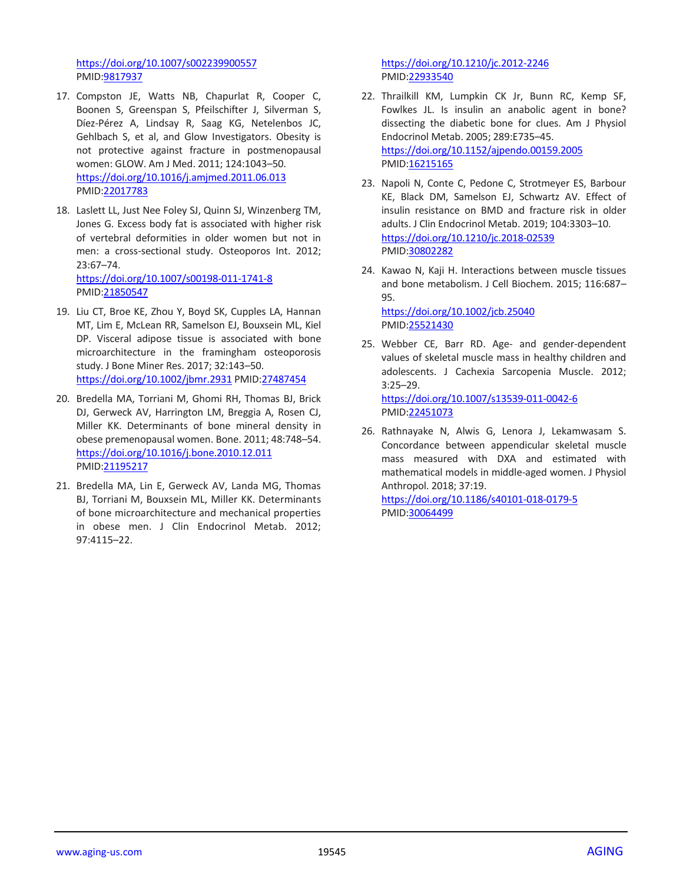https://doi.org/10.1007/s002239900557
PMID:9817937

17. Compston JE, Watts NB, Chapurlat R, Cooper C, Boonen S, Greenspan S, Pfeilschifter J, Silverman S, Díez-Pérez A, Lindsay R, Saag KG, Netelenbos JC, Gehlbach S, et al, and Glow Investigators. Obesity is not protective against fracture in postmenopausal women: GLOW. Am J Med. 2011; 124:1043–50. https://doi.org/10.1016/j.amjmed.2011.06.013 PMID:22017783

18. Laslett LL, Just Nee Foley SJ, Quinn SJ, Winzenberg TM, Jones G. Excess body fat is associated with higher risk of vertebral deformities in older women but not in men: a cross-sectional study. Osteoporos Int. 2012; 23:67–74. https://doi.org/10.1007/s00198-011-1741-8 PMID:21850547

19. Liu CT, Broe KE, Zhou Y, Boyd SK, Cupples LA, Hannan MT, Lim E, McLean RR, Samelson EJ, Bouxsein ML, Kiel DP. Visceral adipose tissue is associated with bone microarchitecture in the framingham osteoporosis study. J Bone Miner Res. 2017; 32:143–50. https://doi.org/10.1002/jbmr.2931 PMID:27487454

20. Bredella MA, Torriani M, Ghomi RH, Thomas BJ, Brick DJ, Gerweck AV, Harrington LM, Breggia A, Rosen CJ, Miller KK. Determinants of bone mineral density in obese premenopausal women. Bone. 2011; 48:748–54. https://doi.org/10.1016/j.bone.2010.12.011 PMID:21195217

21. Bredella MA, Lin E, Gerweck AV, Landa MG, Thomas BJ, Torriani M, Bouxsein ML, Miller KK. Determinants of bone microarchitecture and mechanical properties in obese men. J Clin Endocrinol Metab. 2012; 97:4115–22. https://doi.org/10.1210/jc.2012-2246 PMID:22933540

22. Thrailkill KM, Lumpkin CK Jr, Bunn RC, Kemp SF, Fowlkes JL. Is insulin an anabolic agent in bone? dissecting the diabetic bone for clues. Am J Physiol Endocrinol Metab. 2005; 289:E735–45. https://doi.org/10.1152/ajpendo.00159.2005 PMID:16215165

23. Napoli N, Conte C, Pedone C, Strotmeyer ES, Barbour KE, Black DM, Samelson EJ, Schwartz AV. Effect of insulin resistance on BMD and fracture risk in older adults. J Clin Endocrinol Metab. 2019; 104:3303–10. https://doi.org/10.1210/jc.2018-02539 PMID:30802282

24. Kawao N, Kaji H. Interactions between muscle tissues and bone metabolism. J Cell Biochem. 2015; 116:687–95. https://doi.org/10.1002/jcb.25040 PMID:25521430

25. Webber CE, Barr RD. Age- and gender-dependent values of skeletal muscle mass in healthy children and adolescents. J Cachexia Sarcopenia Muscle. 2012; 3:25–29. https://doi.org/10.1007/s13539-011-0042-6 PMID:22451073

26. Rathnayake N, Alwis G, Lenora J, Lekamwasam S. Concordance between appendicular skeletal muscle mass measured with DXA and estimated with mathematical models in middle-aged women. J Physiol Anthropol. 2018; 37:19. https://doi.org/10.1186/s40101-018-0179-5 PMID:30064499